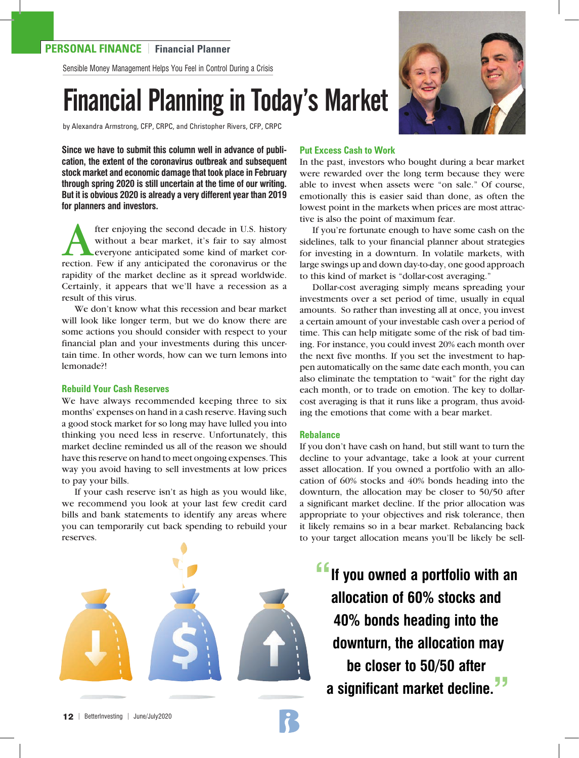PERSONAL FINANCE | Financial Planner

Sensible Money Management Helps You Feel in Control During a Crisis

# Financial Planning in Today's Market

by Alexandra Armstrong, CFP, CRPC, and Christopher Rivers, CFP, CRPC

**Since we have to submit this column well in advance of publication, the extent of the coronavirus outbreak and subsequent stock market and economic damage that took place in February through spring 2020 is still uncertain at the time of our writing. But it is obvious 2020 is already a very different year than 2019 for planners and investors.**

After enjoying the second decade in U.S. history without a bear market, it's fair to say almost everyone anticipated some kind of market correction. Few if any anticipated the coronavirus or the rapidity of the market decline as it spread worldwide. Certainly, it appears that we'll have a recession as a result of this virus.

We don't know what this recession and bear market will look like longer term, but we do know there are some actions you should consider with respect to your financial plan and your investments during this uncertain time. In other words, how can we turn lemons into lemonade?!

## Rebuild Your Cash Reserves

We have always recommended keeping three to six months' expenses on hand in a cash reserve. Having such a good stock market for so long may have lulled you into thinking you need less in reserve. Unfortunately, this market decline reminded us all of the reason we should have this reserve on hand to meet ongoing expenses. This way you avoid having to sell investments at low prices to pay your bills.

If your cash reserve isn't as high as you would like, we recommend you look at your last few credit card bills and bank statements to identify any areas where you can temporarily cut back spending to rebuild your reserves.

## Put Excess Cash to Work

In the past, investors who bought during a bear market were rewarded over the long term because they were able to invest when assets were "on sale." Of course, emotionally this is easier said than done, as often the lowest point in the markets when prices are most attractive is also the point of maximum fear.

If you're fortunate enough to have some cash on the sidelines, talk to your financial planner about strategies for investing in a downturn. In volatile markets, with large swings up and down day-to-day, one good approach to this kind of market is "dollar-cost averaging."

Dollar-cost averaging simply means spreading your investments over a set period of time, usually in equal amounts. So rather than investing all at once, you invest a certain amount of your investable cash over a period of time. This can help mitigate some of the risk of bad timing. For instance, you could invest 20% each month over the next five months. If you set the investment to happen automatically on the same date each month, you can also eliminate the temptation to "wait" for the right day each month, or to trade on emotion. The key to dollar-cost averaging is that it runs like a program, thus avoiding the emotions that come with a bear market.

## Rebalance

If you don't have cash on hand, but still want to turn the decline to your advantage, take a look at your current asset allocation. If you owned a portfolio with an allocation of 60% stocks and 40% bonds heading into the downturn, the allocation may be closer to 50/50 after a significant market decline. If the prior allocation was appropriate to your objectives and risk tolerance, then it likely remains so in a bear market. Rebalancing back to your target allocation means you'll be likely be sell-

> **"If you owned a portfolio with an allocation of 60% stocks and 40% bonds heading into the downturn, the allocation may be closer to 50/50 after a significant market decline."**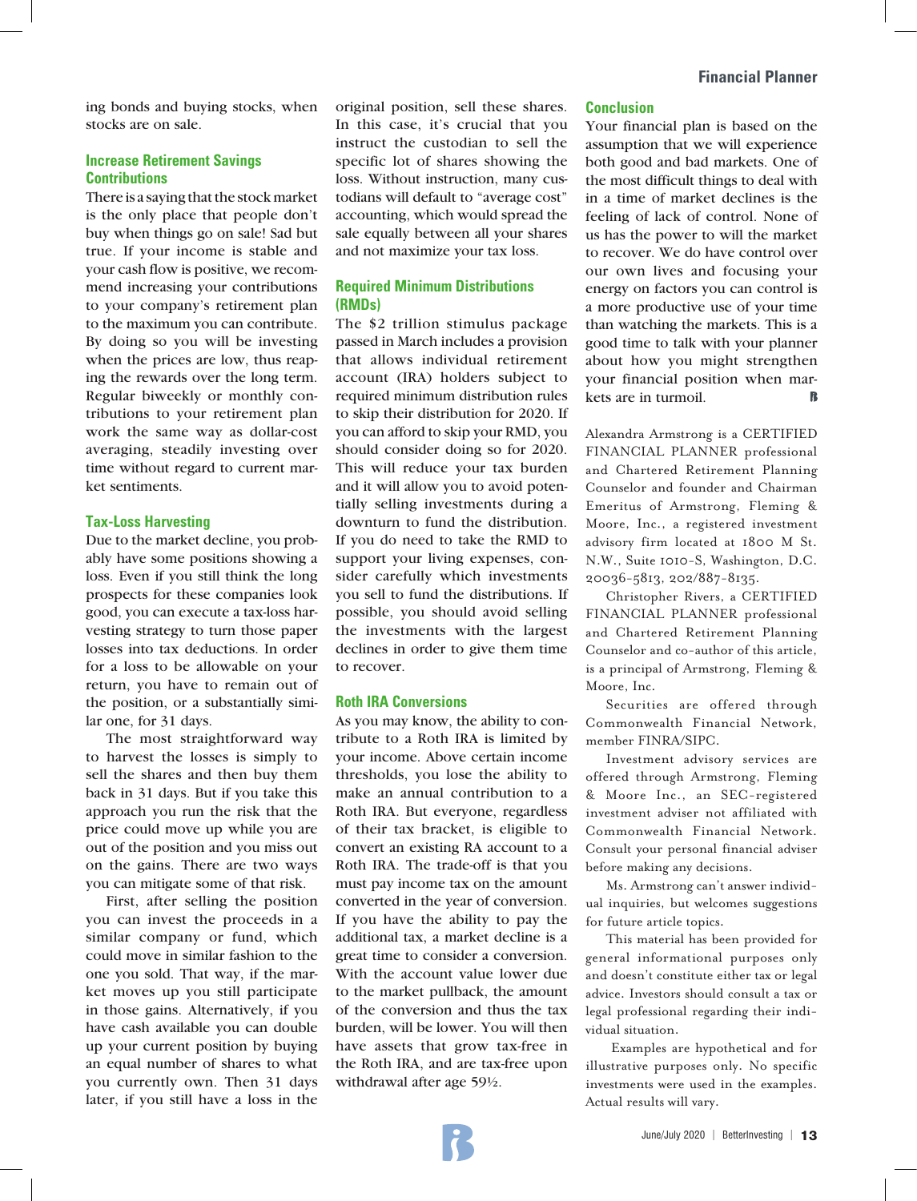ing bonds and buying stocks, when stocks are on sale.

### Increase Retirement Savings Contributions

There is a saying that the stock market is the only place that people don't buy when things go on sale! Sad but true. If your income is stable and your cash flow is positive, we recommend increasing your contributions to your company's retirement plan to the maximum you can contribute. By doing so you will be investing when the prices are low, thus reaping the rewards over the long term. Regular biweekly or monthly contributions to your retirement plan work the same way as dollar-cost averaging, steadily investing over time without regard to current market sentiments.

### Tax-Loss Harvesting

Due to the market decline, you probably have some positions showing a loss. Even if you still think the long prospects for these companies look good, you can execute a tax-loss harvesting strategy to turn those paper losses into tax deductions. In order for a loss to be allowable on your return, you have to remain out of the position, or a substantially similar one, for 31 days.

The most straightforward way to harvest the losses is simply to sell the shares and then buy them back in 31 days. But if you take this approach you run the risk that the price could move up while you are out of the position and you miss out on the gains. There are two ways you can mitigate some of that risk.

First, after selling the position you can invest the proceeds in a similar company or fund, which could move in similar fashion to the one you sold. That way, if the market moves up you still participate in those gains. Alternatively, if you have cash available you can double up your current position by buying an equal number of shares to what you currently own. Then 31 days later, if you still have a loss in the original position, sell these shares. In this case, it's crucial that you instruct the custodian to sell the specific lot of shares showing the loss. Without instruction, many custodians will default to "average cost" accounting, which would spread the sale equally between all your shares and not maximize your tax loss.

### Required Minimum Distributions (RMDs)

The $2 trillion stimulus package passed in March includes a provision that allows individual retirement account (IRA) holders subject to required minimum distribution rules to skip their distribution for 2020. If you can afford to skip your RMD, you should consider doing so for 2020. This will reduce your tax burden and it will allow you to avoid potentially selling investments during a downturn to fund the distribution. If you do need to take the RMD to support your living expenses, consider carefully which investments you sell to fund the distributions. If possible, you should avoid selling the investments with the largest declines in order to give them time to recover.

### Roth IRA Conversions

As you may know, the ability to contribute to a Roth IRA is limited by your income. Above certain income thresholds, you lose the ability to make an annual contribution to a Roth IRA. But everyone, regardless of their tax bracket, is eligible to convert an existing RA account to a Roth IRA. The trade-off is that you must pay income tax on the amount converted in the year of conversion. If you have the ability to pay the additional tax, a market decline is a great time to consider a conversion. With the account value lower due to the market pullback, the amount of the conversion and thus the tax burden, will be lower. You will then have assets that grow tax-free in the Roth IRA, and are tax-free upon withdrawal after age 59½.

### Conclusion

Your financial plan is based on the assumption that we will experience both good and bad markets. One of the most difficult things to deal with in a time of market declines is the feeling of lack of control. None of us has the power to will the market to recover. We do have control over our own lives and focusing your energy on factors you can control is a more productive use of your time than watching the markets. This is a good time to talk with your planner about how you might strengthen your financial position when markets are in turmoil.

Alexandra Armstrong is a CERTIFIED FINANCIAL PLANNER professional and Chartered Retirement Planning Counselor and founder and Chairman Emeritus of Armstrong, Fleming & Moore, Inc., a registered investment advisory firm located at 1800 M St. N.W., Suite 1010-S, Washington, D.C. 20036-5813, 202/887-8135.

Christopher Rivers, a CERTIFIED FINANCIAL PLANNER professional and Chartered Retirement Planning Counselor and co-author of this article, is a principal of Armstrong, Fleming & Moore, Inc.

Securities are offered through Commonwealth Financial Network, member FINRA/SIPC.

Investment advisory services are offered through Armstrong, Fleming & Moore Inc., an SEC-registered investment adviser not affiliated with Commonwealth Financial Network. Consult your personal financial adviser before making any decisions.

Ms. Armstrong can't answer individual inquiries, but welcomes suggestions for future article topics.

This material has been provided for general informational purposes only and doesn't constitute either tax or legal advice. Investors should consult a tax or legal professional regarding their individual situation.

Examples are hypothetical and for illustrative purposes only. No specific investments were used in the examples. Actual results will vary.